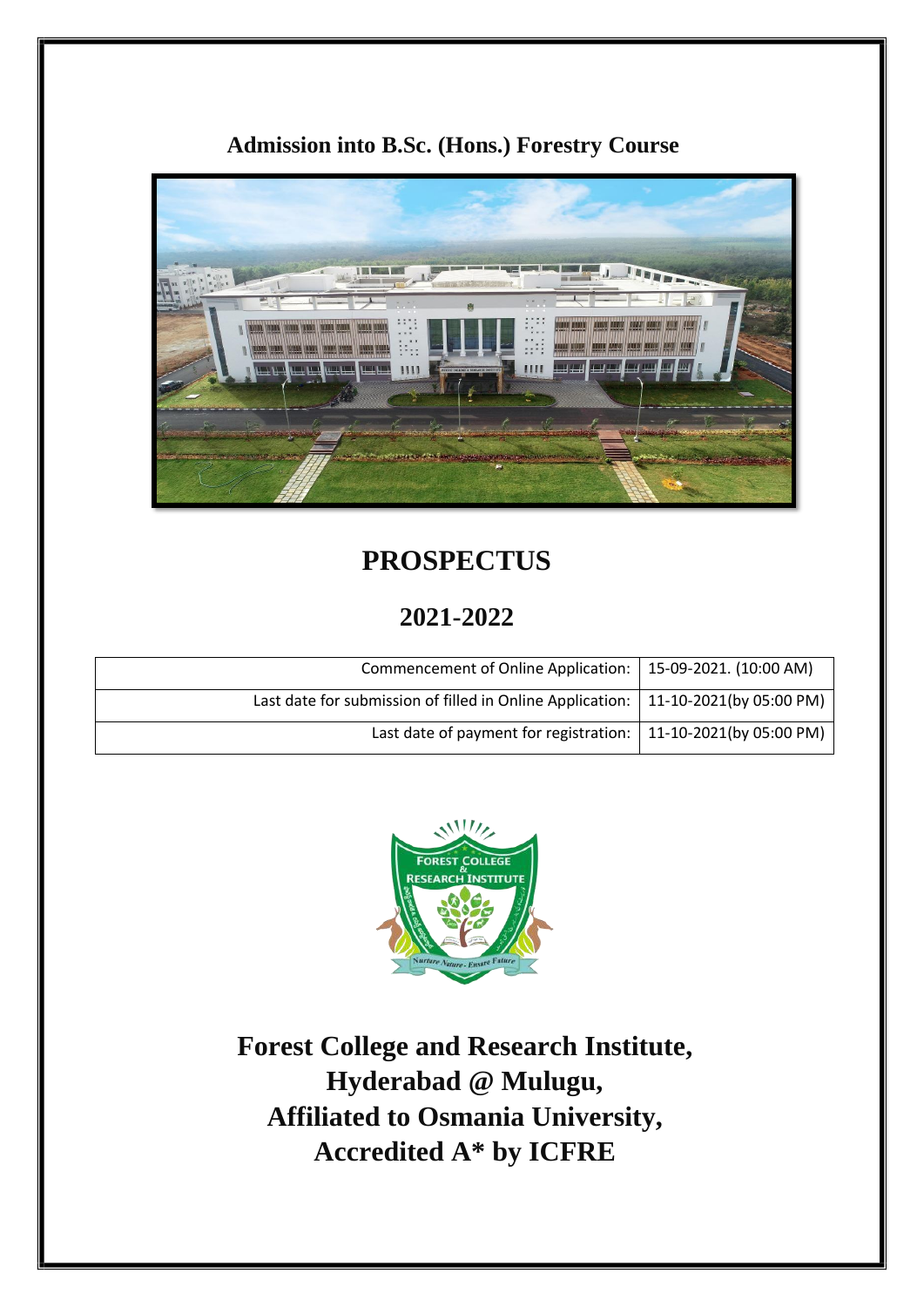## Admission into B.Sc. (Hons.) Forestry Course

# PROSPECTUS

## 2021-2022

| | |
|---|---|
| Commencement of Online Application: | 15-09-2021. (10:00 AM) |
| Last date for submission of filled in Online Application: | 11-10-2021(by 05:00 PM) |
| Last date of payment for registration: | 11-10-2021(by 05:00 PM) |

**Forest College and Research Institute,**
**Hyderabad @ Mulugu,**
**Affiliated to Osmania University,**
**Accredited A* by ICFRE**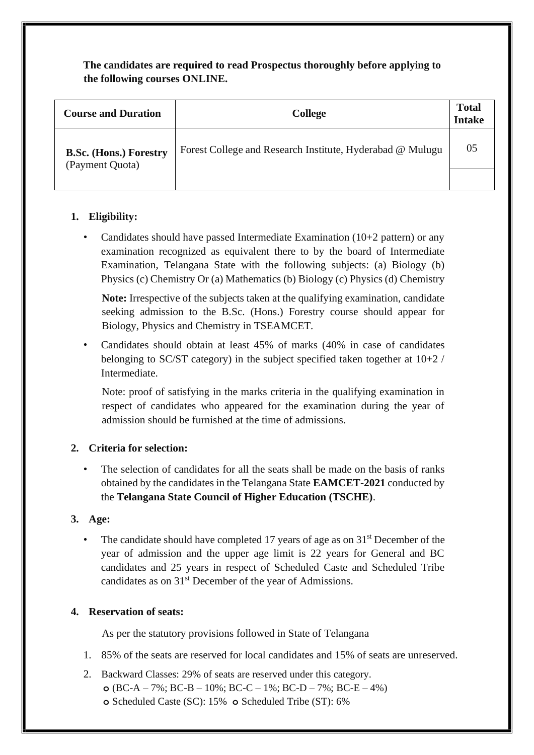**The candidates are required to read Prospectus thoroughly before applying to the following courses ONLINE.**

| Course and Duration | College | Total Intake |
|---|---|---|
| **B.Sc. (Hons.) Forestry** (Payment Quota) | Forest College and Research Institute, Hyderabad @ Mulugu | 05 |
| | | |

**1. Eligibility:**

- Candidates should have passed Intermediate Examination (10+2 pattern) or any examination recognized as equivalent there to by the board of Intermediate Examination, Telangana State with the following subjects: (a) Biology (b) Physics (c) Chemistry Or (a) Mathematics (b) Biology (c) Physics (d) Chemistry

  **Note:** Irrespective of the subjects taken at the qualifying examination, candidate seeking admission to the B.Sc. (Hons.) Forestry course should appear for Biology, Physics and Chemistry in TSEAMCET.

- Candidates should obtain at least 45% of marks (40% in case of candidates belonging to SC/ST category) in the subject specified taken together at 10+2 / Intermediate.

  Note: proof of satisfying in the marks criteria in the qualifying examination in respect of candidates who appeared for the examination during the year of admission should be furnished at the time of admissions.

**2. Criteria for selection:**

- The selection of candidates for all the seats shall be made on the basis of ranks obtained by the candidates in the Telangana State **EAMCET-2021** conducted by the **Telangana State Council of Higher Education (TSCHE)**.

**3. Age:**

- The candidate should have completed 17 years of age as on 31st December of the year of admission and the upper age limit is 22 years for General and BC candidates and 25 years in respect of Scheduled Caste and Scheduled Tribe candidates as on 31st December of the year of Admissions.

**4. Reservation of seats:**

As per the statutory provisions followed in State of Telangana

1. 85% of the seats are reserved for local candidates and 15% of seats are unreserved.
2. Backward Classes: 29% of seats are reserved under this category.
   - (BC-A – 7%; BC-B – 10%; BC-C – 1%; BC-D – 7%; BC-E – 4%)
   - Scheduled Caste (SC): 15%
   - Scheduled Tribe (ST): 6%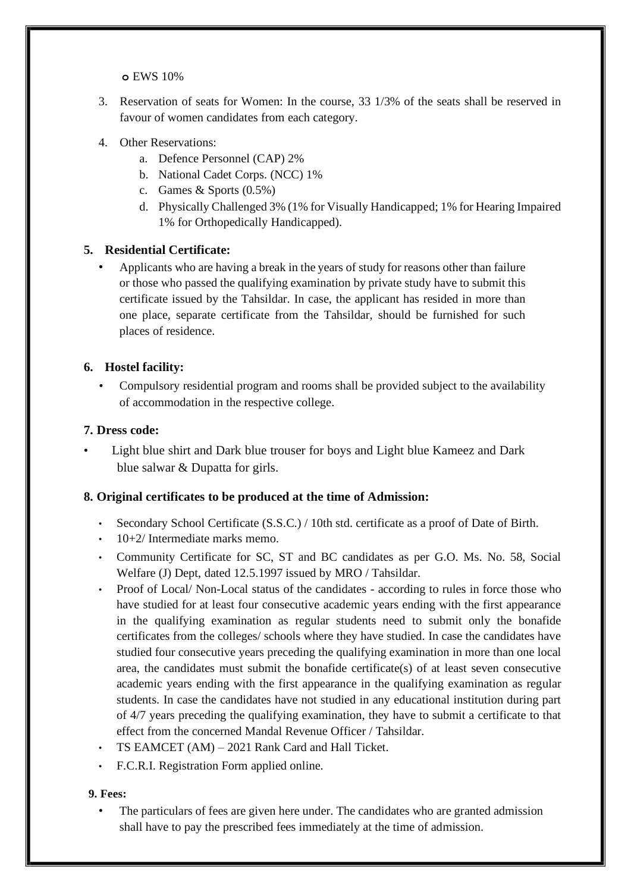- EWS 10%

3. Reservation of seats for Women: In the course, 33 1/3% of the seats shall be reserved in favour of women candidates from each category.

4. Other Reservations:
   a. Defence Personnel (CAP) 2%
   b. National Cadet Corps. (NCC) 1%
   c. Games & Sports (0.5%)
   d. Physically Challenged 3% (1% for Visually Handicapped; 1% for Hearing Impaired 1% for Orthopedically Handicapped).

### 5. Residential Certificate:

- Applicants who are having a break in the years of study for reasons other than failure or those who passed the qualifying examination by private study have to submit this certificate issued by the Tahsildar. In case, the applicant has resided in more than one place, separate certificate from the Tahsildar, should be furnished for such places of residence.

### 6. Hostel facility:

- Compulsory residential program and rooms shall be provided subject to the availability of accommodation in the respective college.

### 7. Dress code:

- Light blue shirt and Dark blue trouser for boys and Light blue Kameez and Dark blue salwar & Dupatta for girls.

### 8. Original certificates to be produced at the time of Admission:

- Secondary School Certificate (S.S.C.) / 10th std. certificate as a proof of Date of Birth.
- 10+2/ Intermediate marks memo.
- Community Certificate for SC, ST and BC candidates as per G.O. Ms. No. 58, Social Welfare (J) Dept, dated 12.5.1997 issued by MRO / Tahsildar.
- Proof of Local/ Non-Local status of the candidates - according to rules in force those who have studied for at least four consecutive academic years ending with the first appearance in the qualifying examination as regular students need to submit only the bonafide certificates from the colleges/ schools where they have studied. In case the candidates have studied four consecutive years preceding the qualifying examination in more than one local area, the candidates must submit the bonafide certificate(s) of at least seven consecutive academic years ending with the first appearance in the qualifying examination as regular students. In case the candidates have not studied in any educational institution during part of 4/7 years preceding the qualifying examination, they have to submit a certificate to that effect from the concerned Mandal Revenue Officer / Tahsildar.
- TS EAMCET (AM) – 2021 Rank Card and Hall Ticket.
- F.C.R.I. Registration Form applied online.

### 9. Fees:

- The particulars of fees are given here under. The candidates who are granted admission shall have to pay the prescribed fees immediately at the time of admission.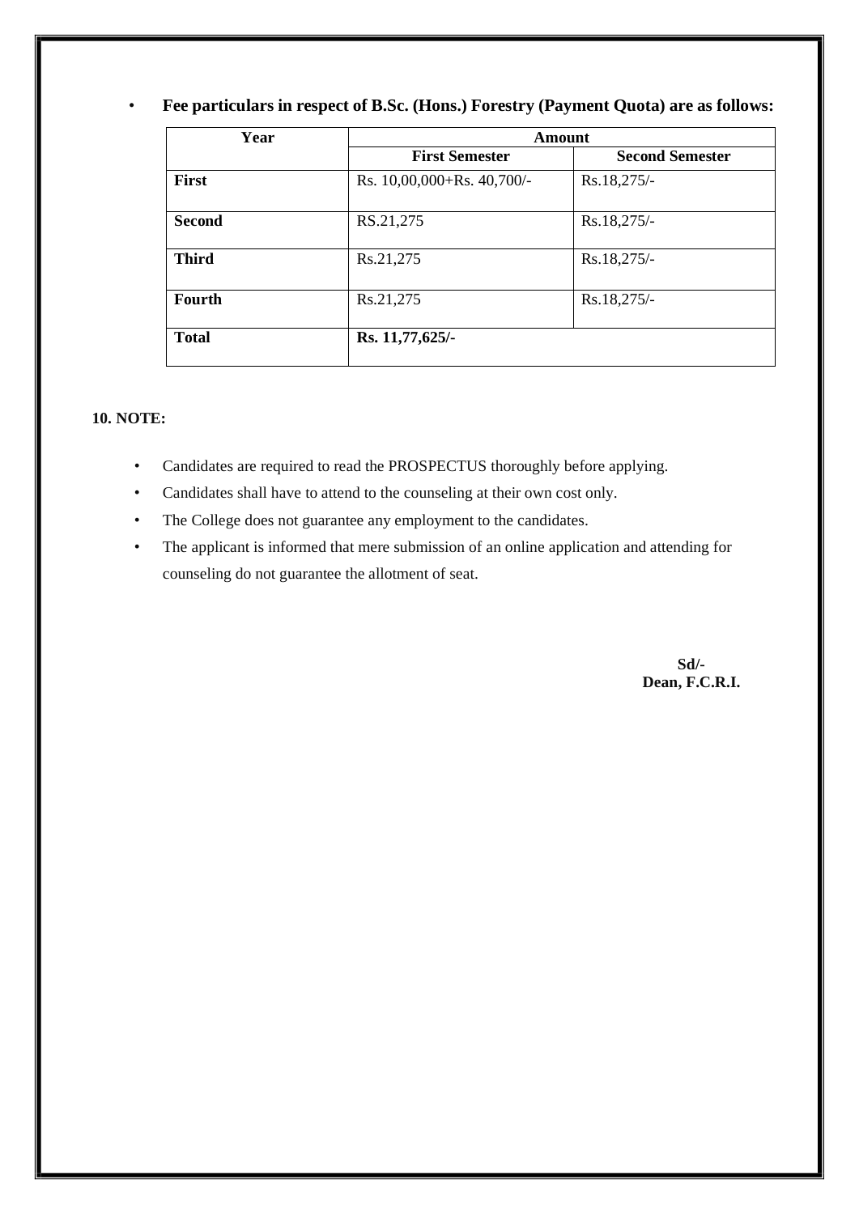- **Fee particulars in respect of B.Sc. (Hons.) Forestry (Payment Quota) are as follows:**

| Year | Amount | |
|---|---|---|
| | **First Semester** | **Second Semester** |
| **First** | Rs. 10,00,000+Rs. 40,700/- | Rs.18,275/- |
| **Second** | RS.21,275 | Rs.18,275/- |
| **Third** | Rs.21,275 | Rs.18,275/- |
| **Fourth** | Rs.21,275 | Rs.18,275/- |
| **Total** | **Rs. 11,77,625/-** | |

**10. NOTE:**

- Candidates are required to read the PROSPECTUS thoroughly before applying.
- Candidates shall have to attend to the counseling at their own cost only.
- The College does not guarantee any employment to the candidates.
- The applicant is informed that mere submission of an online application and attending for counseling do not guarantee the allotment of seat.

**Sd/-**
**Dean, F.C.R.I.**